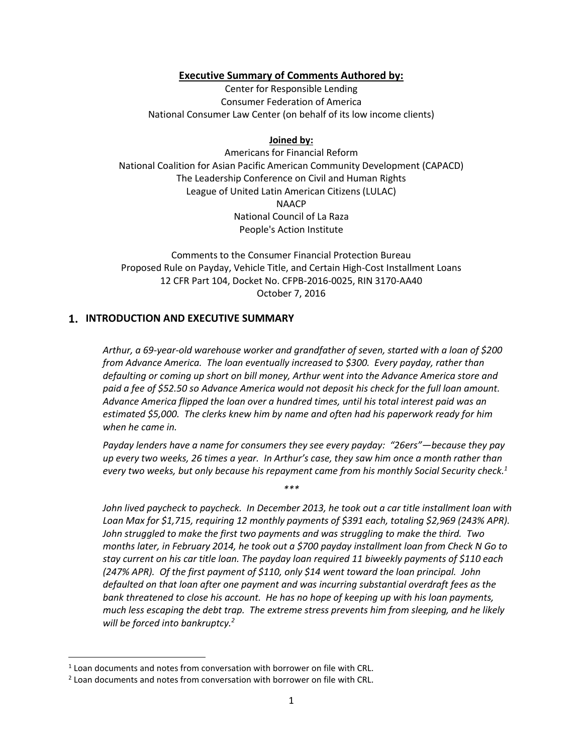**Executive Summary of Comments Authored by:**

Center for Responsible Lending
Consumer Federation of America
National Consumer Law Center (on behalf of its low income clients)

**Joined by:**

Americans for Financial Reform
National Coalition for Asian Pacific American Community Development (CAPACD)
The Leadership Conference on Civil and Human Rights
League of United Latin American Citizens (LULAC)
NAACP
National Council of La Raza
People's Action Institute

Comments to the Consumer Financial Protection Bureau
Proposed Rule on Payday, Vehicle Title, and Certain High-Cost Installment Loans
12 CFR Part 104, Docket No. CFPB-2016-0025, RIN 3170-AA40
October 7, 2016

# 1. INTRODUCTION AND EXECUTIVE SUMMARY

*Arthur, a 69-year-old warehouse worker and grandfather of seven, started with a loan of $200 from Advance America. The loan eventually increased to $300. Every payday, rather than defaulting or coming up short on bill money, Arthur went into the Advance America store and paid a fee of $52.50 so Advance America would not deposit his check for the full loan amount. Advance America flipped the loan over a hundred times, until his total interest paid was an estimated $5,000. The clerks knew him by name and often had his paperwork ready for him when he came in.*

*Payday lenders have a name for consumers they see every payday: "26ers"—because they pay up every two weeks, 26 times a year. In Arthur's case, they saw him once a month rather than every two weeks, but only because his repayment came from his monthly Social Security check.*[1]

\*\*\*

*John lived paycheck to paycheck. In December 2013, he took out a car title installment loan with Loan Max for $1,715, requiring 12 monthly payments of $391 each, totaling $2,969 (243% APR). John struggled to make the first two payments and was struggling to make the third. Two months later, in February 2014, he took out a $700 payday installment loan from Check N Go to stay current on his car title loan. The payday loan required 11 biweekly payments of $110 each (247% APR). Of the first payment of $110, only $14 went toward the loan principal. John defaulted on that loan after one payment and was incurring substantial overdraft fees as the bank threatened to close his account. He has no hope of keeping up with his loan payments, much less escaping the debt trap. The extreme stress prevents him from sleeping, and he likely will be forced into bankruptcy.*[2]

---

[1] Loan documents and notes from conversation with borrower on file with CRL.

[2] Loan documents and notes from conversation with borrower on file with CRL.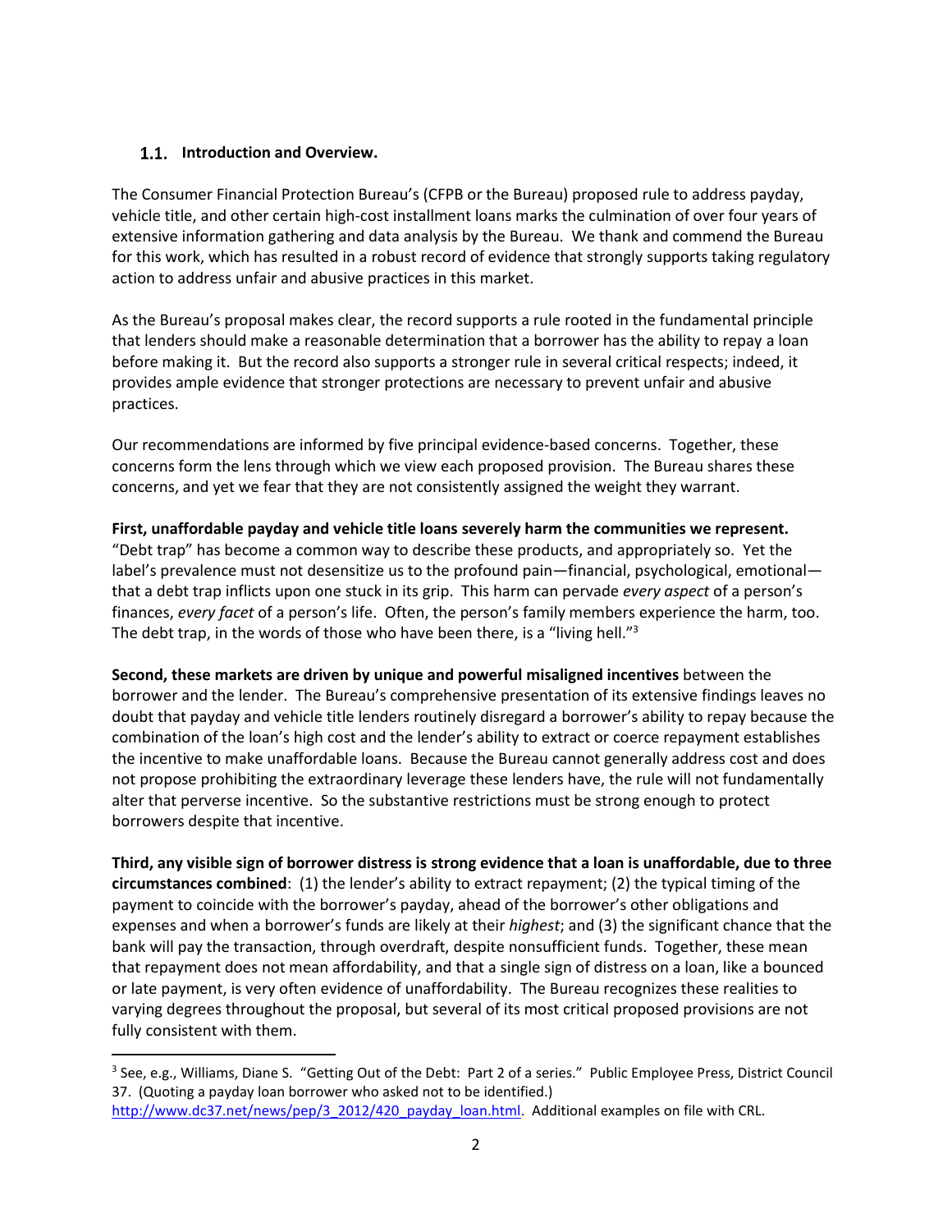## 1.1. Introduction and Overview.

The Consumer Financial Protection Bureau's (CFPB or the Bureau) proposed rule to address payday, vehicle title, and other certain high-cost installment loans marks the culmination of over four years of extensive information gathering and data analysis by the Bureau. We thank and commend the Bureau for this work, which has resulted in a robust record of evidence that strongly supports taking regulatory action to address unfair and abusive practices in this market.

As the Bureau's proposal makes clear, the record supports a rule rooted in the fundamental principle that lenders should make a reasonable determination that a borrower has the ability to repay a loan before making it. But the record also supports a stronger rule in several critical respects; indeed, it provides ample evidence that stronger protections are necessary to prevent unfair and abusive practices.

Our recommendations are informed by five principal evidence-based concerns. Together, these concerns form the lens through which we view each proposed provision. The Bureau shares these concerns, and yet we fear that they are not consistently assigned the weight they warrant.

**First, unaffordable payday and vehicle title loans severely harm the communities we represent.** "Debt trap" has become a common way to describe these products, and appropriately so. Yet the label's prevalence must not desensitize us to the profound pain—financial, psychological, emotional—that a debt trap inflicts upon one stuck in its grip. This harm can pervade *every aspect* of a person's finances, *every facet* of a person's life. Often, the person's family members experience the harm, too. The debt trap, in the words of those who have been there, is a "living hell."[3]

**Second, these markets are driven by unique and powerful misaligned incentives** between the borrower and the lender. The Bureau's comprehensive presentation of its extensive findings leaves no doubt that payday and vehicle title lenders routinely disregard a borrower's ability to repay because the combination of the loan's high cost and the lender's ability to extract or coerce repayment establishes the incentive to make unaffordable loans. Because the Bureau cannot generally address cost and does not propose prohibiting the extraordinary leverage these lenders have, the rule will not fundamentally alter that perverse incentive. So the substantive restrictions must be strong enough to protect borrowers despite that incentive.

**Third, any visible sign of borrower distress is strong evidence that a loan is unaffordable, due to three circumstances combined**: (1) the lender's ability to extract repayment; (2) the typical timing of the payment to coincide with the borrower's payday, ahead of the borrower's other obligations and expenses and when a borrower's funds are likely at their *highest*; and (3) the significant chance that the bank will pay the transaction, through overdraft, despite nonsufficient funds. Together, these mean that repayment does not mean affordability, and that a single sign of distress on a loan, like a bounced or late payment, is very often evidence of unaffordability. The Bureau recognizes these realities to varying degrees throughout the proposal, but several of its most critical proposed provisions are not fully consistent with them.

---

[3] See, e.g., Williams, Diane S. "Getting Out of the Debt: Part 2 of a series." Public Employee Press, District Council 37. (Quoting a payday loan borrower who asked not to be identified.) http://www.dc37.net/news/pep/3_2012/420_payday_loan.html. Additional examples on file with CRL.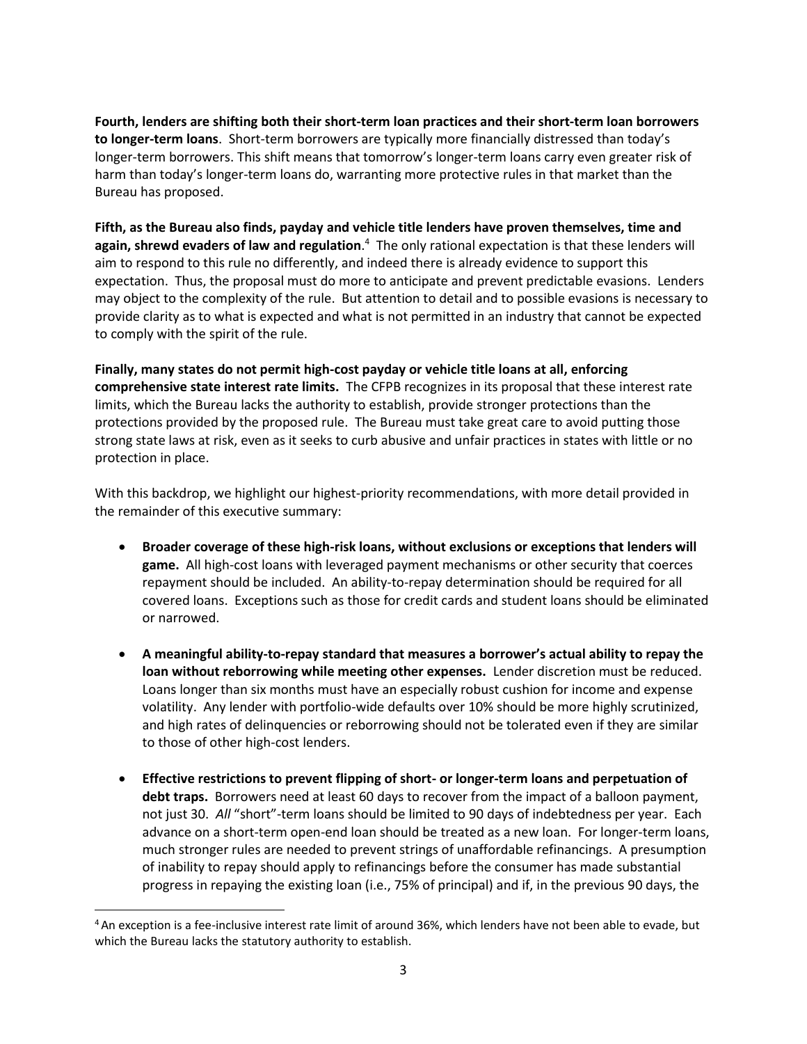**Fourth, lenders are shifting both their short-term loan practices and their short-term loan borrowers to longer-term loans**. Short-term borrowers are typically more financially distressed than today's longer-term borrowers. This shift means that tomorrow's longer-term loans carry even greater risk of harm than today's longer-term loans do, warranting more protective rules in that market than the Bureau has proposed.

**Fifth, as the Bureau also finds, payday and vehicle title lenders have proven themselves, time and again, shrewd evaders of law and regulation**.[4] The only rational expectation is that these lenders will aim to respond to this rule no differently, and indeed there is already evidence to support this expectation. Thus, the proposal must do more to anticipate and prevent predictable evasions. Lenders may object to the complexity of the rule. But attention to detail and to possible evasions is necessary to provide clarity as to what is expected and what is not permitted in an industry that cannot be expected to comply with the spirit of the rule.

**Finally, many states do not permit high-cost payday or vehicle title loans at all, enforcing comprehensive state interest rate limits.** The CFPB recognizes in its proposal that these interest rate limits, which the Bureau lacks the authority to establish, provide stronger protections than the protections provided by the proposed rule. The Bureau must take great care to avoid putting those strong state laws at risk, even as it seeks to curb abusive and unfair practices in states with little or no protection in place.

With this backdrop, we highlight our highest-priority recommendations, with more detail provided in the remainder of this executive summary:

- **Broader coverage of these high-risk loans, without exclusions or exceptions that lenders will game.** All high-cost loans with leveraged payment mechanisms or other security that coerces repayment should be included. An ability-to-repay determination should be required for all covered loans. Exceptions such as those for credit cards and student loans should be eliminated or narrowed.

- **A meaningful ability-to-repay standard that measures a borrower's actual ability to repay the loan without reborrowing while meeting other expenses.** Lender discretion must be reduced. Loans longer than six months must have an especially robust cushion for income and expense volatility. Any lender with portfolio-wide defaults over 10% should be more highly scrutinized, and high rates of delinquencies or reborrowing should not be tolerated even if they are similar to those of other high-cost lenders.

- **Effective restrictions to prevent flipping of short- or longer-term loans and perpetuation of debt traps.** Borrowers need at least 60 days to recover from the impact of a balloon payment, not just 30. *All* "short"-term loans should be limited to 90 days of indebtedness per year. Each advance on a short-term open-end loan should be treated as a new loan. For longer-term loans, much stronger rules are needed to prevent strings of unaffordable refinancings. A presumption of inability to repay should apply to refinancings before the consumer has made substantial progress in repaying the existing loan (i.e., 75% of principal) and if, in the previous 90 days, the

[4] An exception is a fee-inclusive interest rate limit of around 36%, which lenders have not been able to evade, but which the Bureau lacks the statutory authority to establish.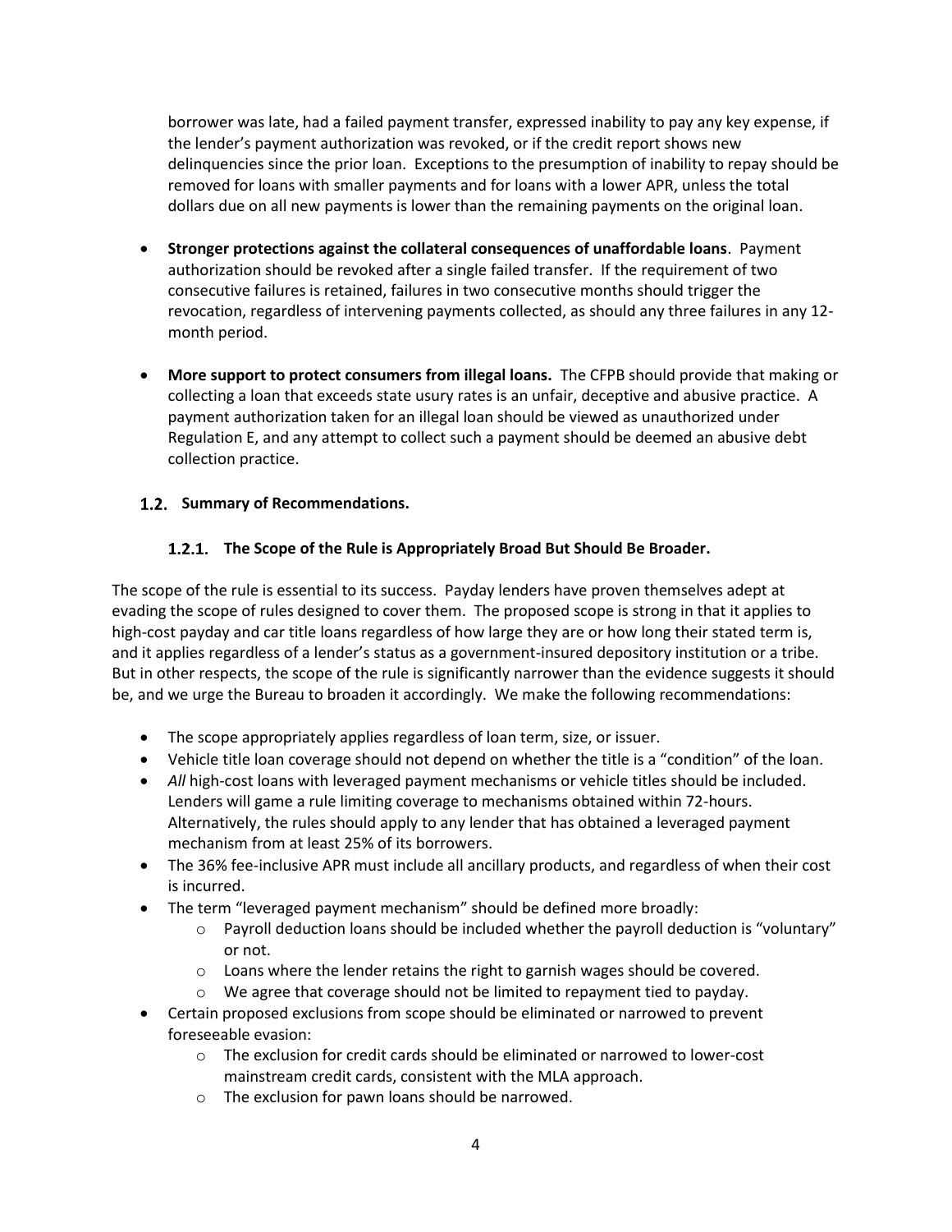borrower was late, had a failed payment transfer, expressed inability to pay any key expense, if the lender's payment authorization was revoked, or if the credit report shows new delinquencies since the prior loan. Exceptions to the presumption of inability to repay should be removed for loans with smaller payments and for loans with a lower APR, unless the total dollars due on all new payments is lower than the remaining payments on the original loan.

- **Stronger protections against the collateral consequences of unaffordable loans**. Payment authorization should be revoked after a single failed transfer. If the requirement of two consecutive failures is retained, failures in two consecutive months should trigger the revocation, regardless of intervening payments collected, as should any three failures in any 12-month period.

- **More support to protect consumers from illegal loans.** The CFPB should provide that making or collecting a loan that exceeds state usury rates is an unfair, deceptive and abusive practice. A payment authorization taken for an illegal loan should be viewed as unauthorized under Regulation E, and any attempt to collect such a payment should be deemed an abusive debt collection practice.

## 1.2. Summary of Recommendations.

### 1.2.1. The Scope of the Rule is Appropriately Broad But Should Be Broader.

The scope of the rule is essential to its success. Payday lenders have proven themselves adept at evading the scope of rules designed to cover them. The proposed scope is strong in that it applies to high-cost payday and car title loans regardless of how large they are or how long their stated term is, and it applies regardless of a lender's status as a government-insured depository institution or a tribe. But in other respects, the scope of the rule is significantly narrower than the evidence suggests it should be, and we urge the Bureau to broaden it accordingly. We make the following recommendations:

- The scope appropriately applies regardless of loan term, size, or issuer.
- Vehicle title loan coverage should not depend on whether the title is a "condition" of the loan.
- *All* high-cost loans with leveraged payment mechanisms or vehicle titles should be included. Lenders will game a rule limiting coverage to mechanisms obtained within 72-hours. Alternatively, the rules should apply to any lender that has obtained a leveraged payment mechanism from at least 25% of its borrowers.
- The 36% fee-inclusive APR must include all ancillary products, and regardless of when their cost is incurred.
- The term "leveraged payment mechanism" should be defined more broadly:
  - Payroll deduction loans should be included whether the payroll deduction is "voluntary" or not.
  - Loans where the lender retains the right to garnish wages should be covered.
  - We agree that coverage should not be limited to repayment tied to payday.
- Certain proposed exclusions from scope should be eliminated or narrowed to prevent foreseeable evasion:
  - The exclusion for credit cards should be eliminated or narrowed to lower-cost mainstream credit cards, consistent with the MLA approach.
  - The exclusion for pawn loans should be narrowed.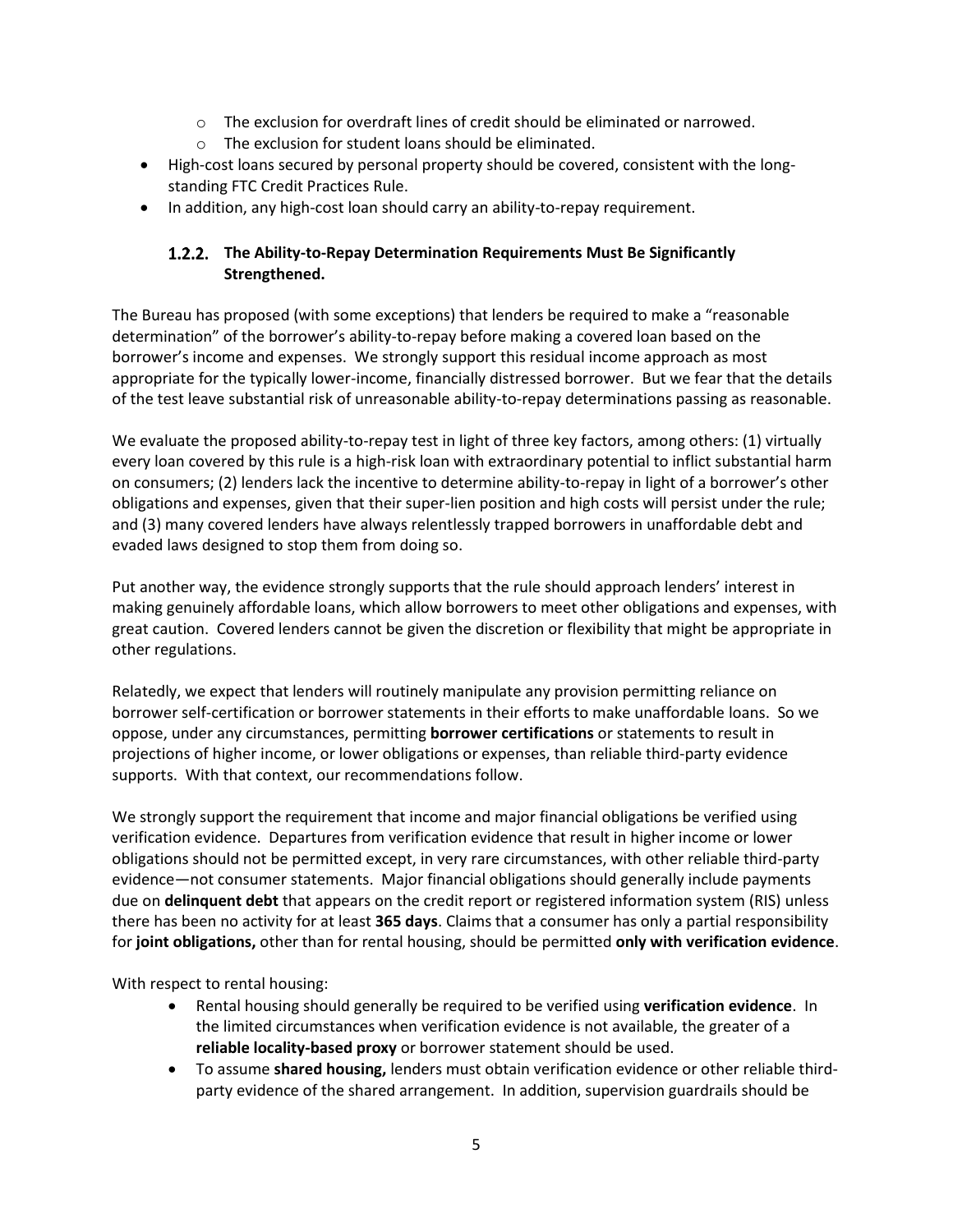- The exclusion for overdraft lines of credit should be eliminated or narrowed.
  - The exclusion for student loans should be eliminated.
- High-cost loans secured by personal property should be covered, consistent with the long-standing FTC Credit Practices Rule.
- In addition, any high-cost loan should carry an ability-to-repay requirement.

### 1.2.2. The Ability-to-Repay Determination Requirements Must Be Significantly Strengthened.

The Bureau has proposed (with some exceptions) that lenders be required to make a "reasonable determination" of the borrower's ability-to-repay before making a covered loan based on the borrower's income and expenses. We strongly support this residual income approach as most appropriate for the typically lower-income, financially distressed borrower. But we fear that the details of the test leave substantial risk of unreasonable ability-to-repay determinations passing as reasonable.

We evaluate the proposed ability-to-repay test in light of three key factors, among others: (1) virtually every loan covered by this rule is a high-risk loan with extraordinary potential to inflict substantial harm on consumers; (2) lenders lack the incentive to determine ability-to-repay in light of a borrower's other obligations and expenses, given that their super-lien position and high costs will persist under the rule; and (3) many covered lenders have always relentlessly trapped borrowers in unaffordable debt and evaded laws designed to stop them from doing so.

Put another way, the evidence strongly supports that the rule should approach lenders' interest in making genuinely affordable loans, which allow borrowers to meet other obligations and expenses, with great caution. Covered lenders cannot be given the discretion or flexibility that might be appropriate in other regulations.

Relatedly, we expect that lenders will routinely manipulate any provision permitting reliance on borrower self-certification or borrower statements in their efforts to make unaffordable loans. So we oppose, under any circumstances, permitting **borrower certifications** or statements to result in projections of higher income, or lower obligations or expenses, than reliable third-party evidence supports. With that context, our recommendations follow.

We strongly support the requirement that income and major financial obligations be verified using verification evidence. Departures from verification evidence that result in higher income or lower obligations should not be permitted except, in very rare circumstances, with other reliable third-party evidence—not consumer statements. Major financial obligations should generally include payments due on **delinquent debt** that appears on the credit report or registered information system (RIS) unless there has been no activity for at least **365 days**. Claims that a consumer has only a partial responsibility for **joint obligations,** other than for rental housing, should be permitted **only with verification evidence**.

With respect to rental housing:

- Rental housing should generally be required to be verified using **verification evidence**. In the limited circumstances when verification evidence is not available, the greater of a **reliable locality-based proxy** or borrower statement should be used.
- To assume **shared housing,** lenders must obtain verification evidence or other reliable third-party evidence of the shared arrangement. In addition, supervision guardrails should be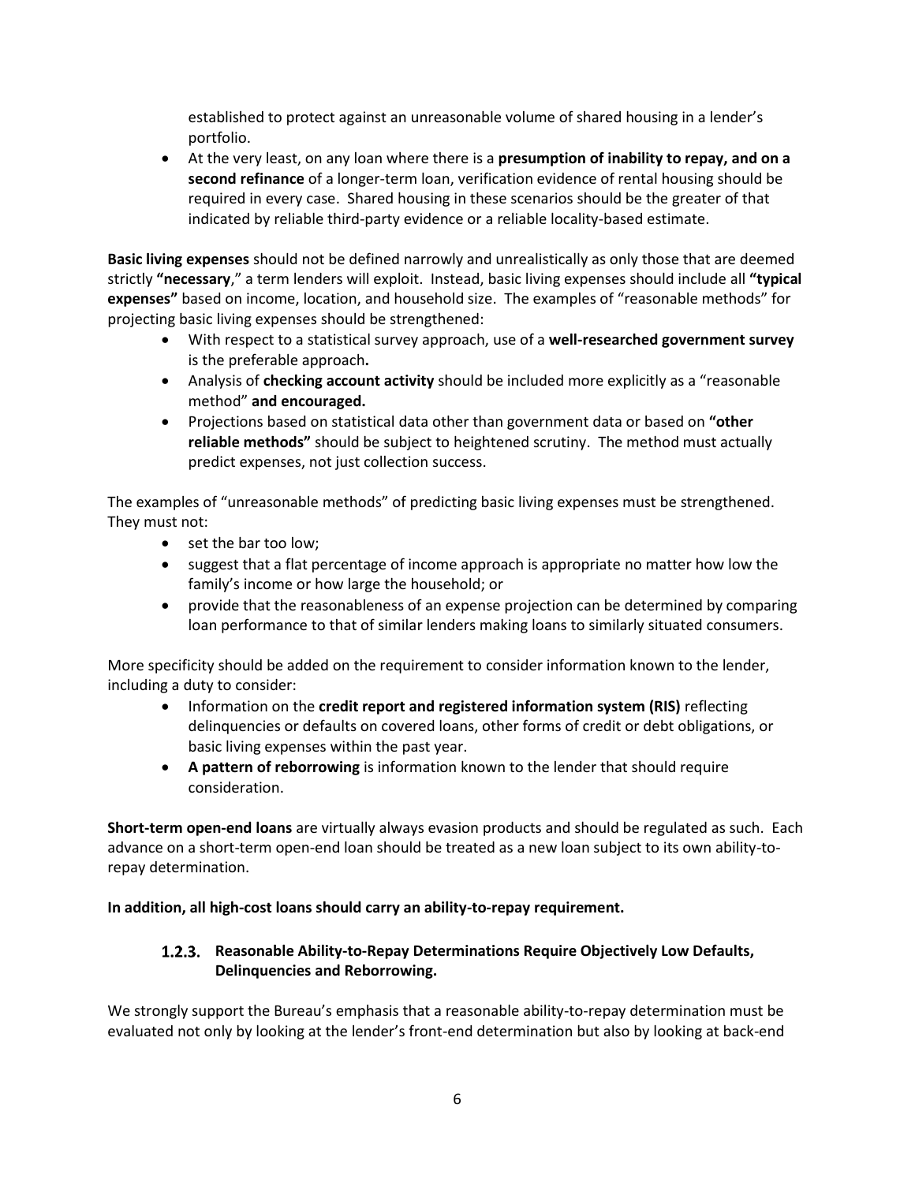established to protect against an unreasonable volume of shared housing in a lender's portfolio.

- At the very least, on any loan where there is a **presumption of inability to repay, and on a second refinance** of a longer-term loan, verification evidence of rental housing should be required in every case. Shared housing in these scenarios should be the greater of that indicated by reliable third-party evidence or a reliable locality-based estimate.

**Basic living expenses** should not be defined narrowly and unrealistically as only those that are deemed strictly **"necessary**," a term lenders will exploit. Instead, basic living expenses should include all **"typical expenses"** based on income, location, and household size. The examples of "reasonable methods" for projecting basic living expenses should be strengthened:

- With respect to a statistical survey approach, use of a **well-researched government survey** is the preferable approach**.**
- Analysis of **checking account activity** should be included more explicitly as a "reasonable method" **and encouraged.**
- Projections based on statistical data other than government data or based on **"other reliable methods"** should be subject to heightened scrutiny. The method must actually predict expenses, not just collection success.

The examples of "unreasonable methods" of predicting basic living expenses must be strengthened. They must not:

- set the bar too low;
- suggest that a flat percentage of income approach is appropriate no matter how low the family's income or how large the household; or
- provide that the reasonableness of an expense projection can be determined by comparing loan performance to that of similar lenders making loans to similarly situated consumers.

More specificity should be added on the requirement to consider information known to the lender, including a duty to consider:

- Information on the **credit report and registered information system (RIS)** reflecting delinquencies or defaults on covered loans, other forms of credit or debt obligations, or basic living expenses within the past year.
- **A pattern of reborrowing** is information known to the lender that should require consideration.

**Short-term open-end loans** are virtually always evasion products and should be regulated as such. Each advance on a short-term open-end loan should be treated as a new loan subject to its own ability-to-repay determination.

**In addition, all high-cost loans should carry an ability-to-repay requirement.**

### 1.2.3. Reasonable Ability-to-Repay Determinations Require Objectively Low Defaults, Delinquencies and Reborrowing.

We strongly support the Bureau's emphasis that a reasonable ability-to-repay determination must be evaluated not only by looking at the lender's front-end determination but also by looking at back-end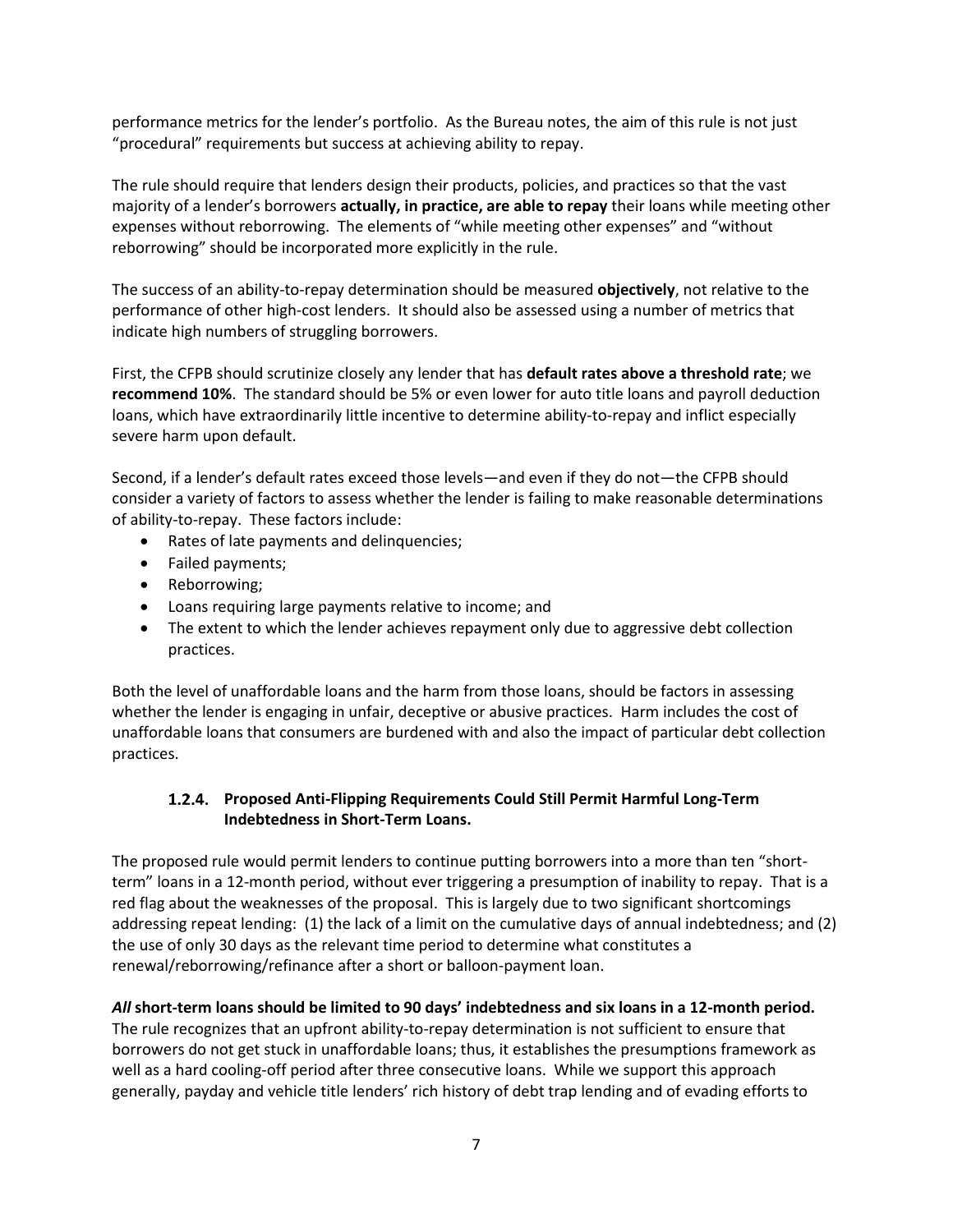performance metrics for the lender's portfolio. As the Bureau notes, the aim of this rule is not just "procedural" requirements but success at achieving ability to repay.

The rule should require that lenders design their products, policies, and practices so that the vast majority of a lender's borrowers **actually, in practice, are able to repay** their loans while meeting other expenses without reborrowing. The elements of "while meeting other expenses" and "without reborrowing" should be incorporated more explicitly in the rule.

The success of an ability-to-repay determination should be measured **objectively**, not relative to the performance of other high-cost lenders. It should also be assessed using a number of metrics that indicate high numbers of struggling borrowers.

First, the CFPB should scrutinize closely any lender that has **default rates above a threshold rate**; we **recommend 10%**. The standard should be 5% or even lower for auto title loans and payroll deduction loans, which have extraordinarily little incentive to determine ability-to-repay and inflict especially severe harm upon default.

Second, if a lender's default rates exceed those levels—and even if they do not—the CFPB should consider a variety of factors to assess whether the lender is failing to make reasonable determinations of ability-to-repay. These factors include:

- Rates of late payments and delinquencies;
- Failed payments;
- Reborrowing;
- Loans requiring large payments relative to income; and
- The extent to which the lender achieves repayment only due to aggressive debt collection practices.

Both the level of unaffordable loans and the harm from those loans, should be factors in assessing whether the lender is engaging in unfair, deceptive or abusive practices. Harm includes the cost of unaffordable loans that consumers are burdened with and also the impact of particular debt collection practices.

### 1.2.4. Proposed Anti-Flipping Requirements Could Still Permit Harmful Long-Term Indebtedness in Short-Term Loans.

The proposed rule would permit lenders to continue putting borrowers into a more than ten "short-term" loans in a 12-month period, without ever triggering a presumption of inability to repay. That is a red flag about the weaknesses of the proposal. This is largely due to two significant shortcomings addressing repeat lending: (1) the lack of a limit on the cumulative days of annual indebtedness; and (2) the use of only 30 days as the relevant time period to determine what constitutes a renewal/reborrowing/refinance after a short or balloon-payment loan.

***All* short-term loans should be limited to 90 days' indebtedness and six loans in a 12-month period.** The rule recognizes that an upfront ability-to-repay determination is not sufficient to ensure that borrowers do not get stuck in unaffordable loans; thus, it establishes the presumptions framework as well as a hard cooling-off period after three consecutive loans. While we support this approach generally, payday and vehicle title lenders' rich history of debt trap lending and of evading efforts to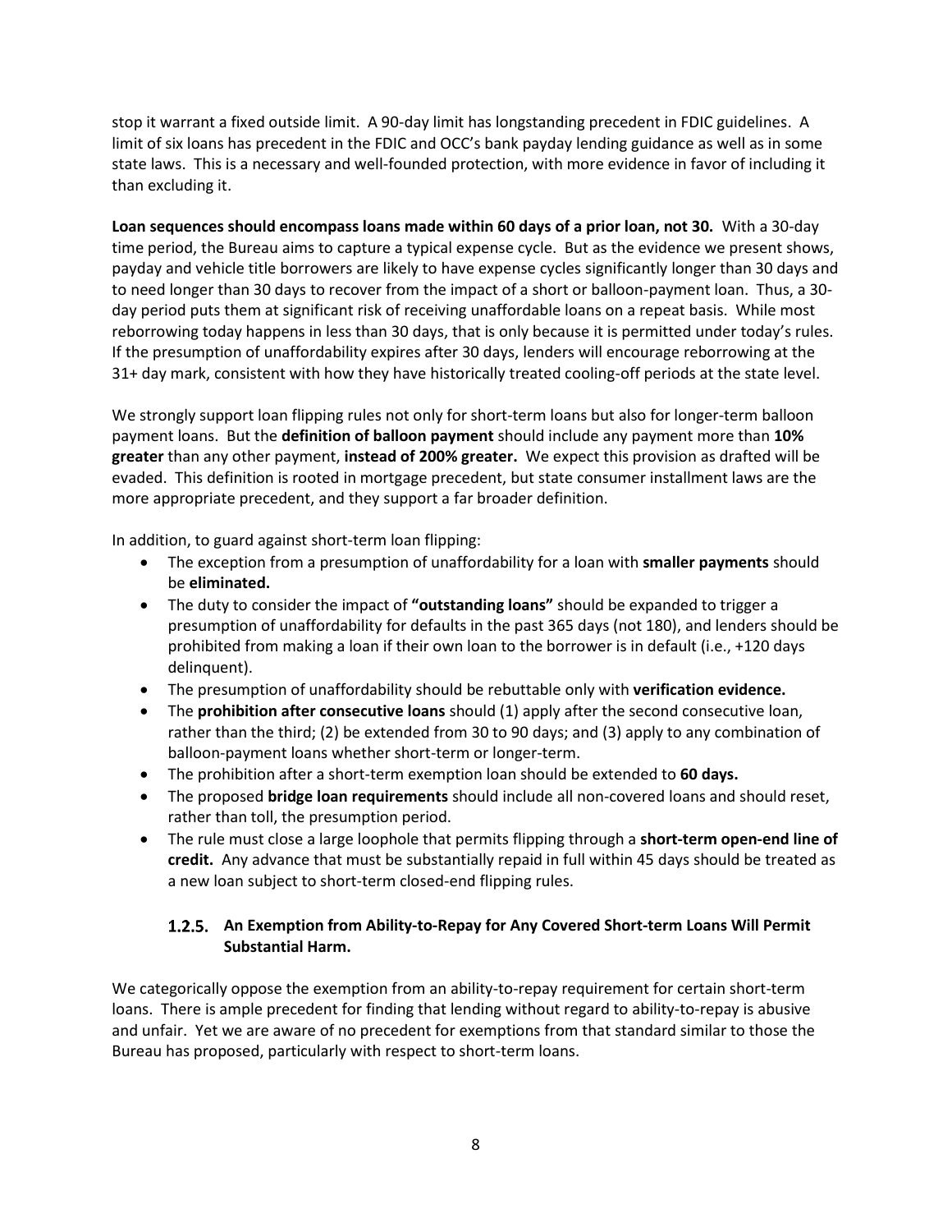stop it warrant a fixed outside limit. A 90-day limit has longstanding precedent in FDIC guidelines. A limit of six loans has precedent in the FDIC and OCC's bank payday lending guidance as well as in some state laws. This is a necessary and well-founded protection, with more evidence in favor of including it than excluding it.

**Loan sequences should encompass loans made within 60 days of a prior loan, not 30.** With a 30-day time period, the Bureau aims to capture a typical expense cycle. But as the evidence we present shows, payday and vehicle title borrowers are likely to have expense cycles significantly longer than 30 days and to need longer than 30 days to recover from the impact of a short or balloon-payment loan. Thus, a 30-day period puts them at significant risk of receiving unaffordable loans on a repeat basis. While most reborrowing today happens in less than 30 days, that is only because it is permitted under today's rules. If the presumption of unaffordability expires after 30 days, lenders will encourage reborrowing at the 31+ day mark, consistent with how they have historically treated cooling-off periods at the state level.

We strongly support loan flipping rules not only for short-term loans but also for longer-term balloon payment loans. But the **definition of balloon payment** should include any payment more than **10% greater** than any other payment, **instead of 200% greater.** We expect this provision as drafted will be evaded. This definition is rooted in mortgage precedent, but state consumer installment laws are the more appropriate precedent, and they support a far broader definition.

In addition, to guard against short-term loan flipping:

- The exception from a presumption of unaffordability for a loan with **smaller payments** should be **eliminated.**
- The duty to consider the impact of **"outstanding loans"** should be expanded to trigger a presumption of unaffordability for defaults in the past 365 days (not 180), and lenders should be prohibited from making a loan if their own loan to the borrower is in default (i.e., +120 days delinquent).
- The presumption of unaffordability should be rebuttable only with **verification evidence.**
- The **prohibition after consecutive loans** should (1) apply after the second consecutive loan, rather than the third; (2) be extended from 30 to 90 days; and (3) apply to any combination of balloon-payment loans whether short-term or longer-term.
- The prohibition after a short-term exemption loan should be extended to **60 days.**
- The proposed **bridge loan requirements** should include all non-covered loans and should reset, rather than toll, the presumption period.
- The rule must close a large loophole that permits flipping through a **short-term open-end line of credit.** Any advance that must be substantially repaid in full within 45 days should be treated as a new loan subject to short-term closed-end flipping rules.

### 1.2.5. An Exemption from Ability-to-Repay for Any Covered Short-term Loans Will Permit Substantial Harm.

We categorically oppose the exemption from an ability-to-repay requirement for certain short-term loans. There is ample precedent for finding that lending without regard to ability-to-repay is abusive and unfair. Yet we are aware of no precedent for exemptions from that standard similar to those the Bureau has proposed, particularly with respect to short-term loans.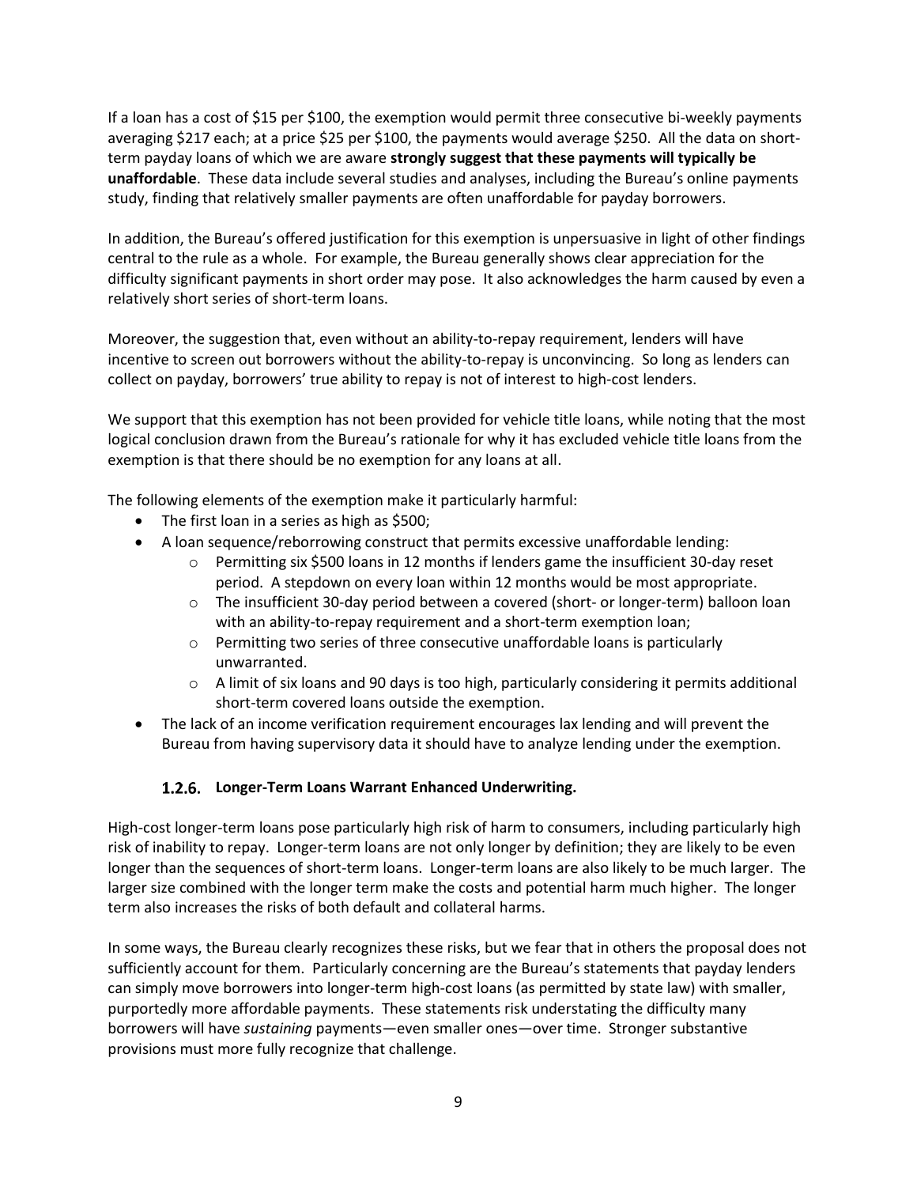If a loan has a cost of $15 per $100, the exemption would permit three consecutive bi-weekly payments averaging $217 each; at a price $25 per $100, the payments would average $250. All the data on short-term payday loans of which we are aware **strongly suggest that these payments will typically be unaffordable**. These data include several studies and analyses, including the Bureau's online payments study, finding that relatively smaller payments are often unaffordable for payday borrowers.

In addition, the Bureau's offered justification for this exemption is unpersuasive in light of other findings central to the rule as a whole. For example, the Bureau generally shows clear appreciation for the difficulty significant payments in short order may pose. It also acknowledges the harm caused by even a relatively short series of short-term loans.

Moreover, the suggestion that, even without an ability-to-repay requirement, lenders will have incentive to screen out borrowers without the ability-to-repay is unconvincing. So long as lenders can collect on payday, borrowers' true ability to repay is not of interest to high-cost lenders.

We support that this exemption has not been provided for vehicle title loans, while noting that the most logical conclusion drawn from the Bureau's rationale for why it has excluded vehicle title loans from the exemption is that there should be no exemption for any loans at all.

The following elements of the exemption make it particularly harmful:

- The first loan in a series as high as $500;
- A loan sequence/reborrowing construct that permits excessive unaffordable lending:
  - Permitting six $500 loans in 12 months if lenders game the insufficient 30-day reset period. A stepdown on every loan within 12 months would be most appropriate.
  - The insufficient 30-day period between a covered (short- or longer-term) balloon loan with an ability-to-repay requirement and a short-term exemption loan;
  - Permitting two series of three consecutive unaffordable loans is particularly unwarranted.
  - A limit of six loans and 90 days is too high, particularly considering it permits additional short-term covered loans outside the exemption.
- The lack of an income verification requirement encourages lax lending and will prevent the Bureau from having supervisory data it should have to analyze lending under the exemption.

### 1.2.6. Longer-Term Loans Warrant Enhanced Underwriting.

High-cost longer-term loans pose particularly high risk of harm to consumers, including particularly high risk of inability to repay. Longer-term loans are not only longer by definition; they are likely to be even longer than the sequences of short-term loans. Longer-term loans are also likely to be much larger. The larger size combined with the longer term make the costs and potential harm much higher. The longer term also increases the risks of both default and collateral harms.

In some ways, the Bureau clearly recognizes these risks, but we fear that in others the proposal does not sufficiently account for them. Particularly concerning are the Bureau's statements that payday lenders can simply move borrowers into longer-term high-cost loans (as permitted by state law) with smaller, purportedly more affordable payments. These statements risk understating the difficulty many borrowers will have *sustaining* payments—even smaller ones—over time. Stronger substantive provisions must more fully recognize that challenge.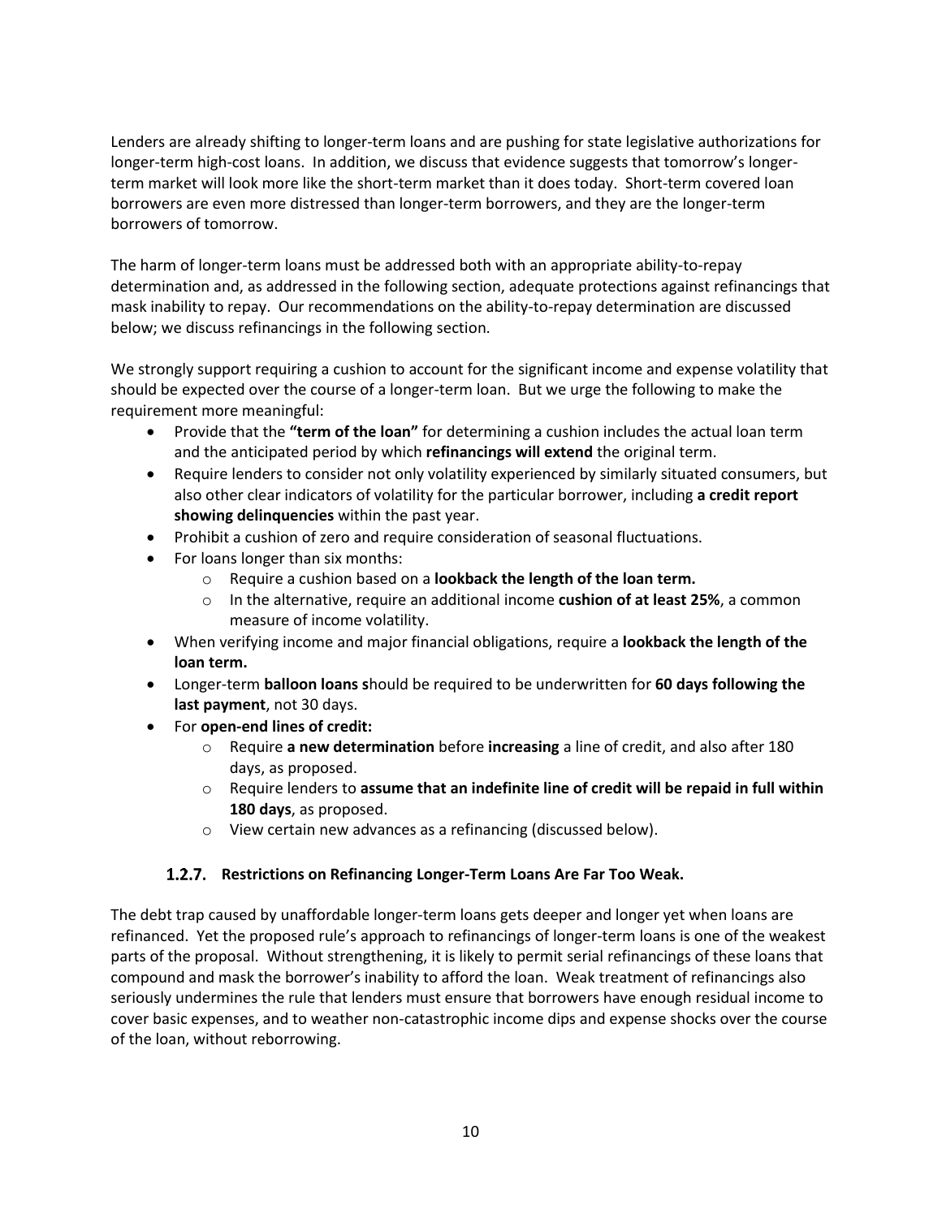Lenders are already shifting to longer-term loans and are pushing for state legislative authorizations for longer-term high-cost loans. In addition, we discuss that evidence suggests that tomorrow's longer-term market will look more like the short-term market than it does today. Short-term covered loan borrowers are even more distressed than longer-term borrowers, and they are the longer-term borrowers of tomorrow.

The harm of longer-term loans must be addressed both with an appropriate ability-to-repay determination and, as addressed in the following section, adequate protections against refinancings that mask inability to repay. Our recommendations on the ability-to-repay determination are discussed below; we discuss refinancings in the following section.

We strongly support requiring a cushion to account for the significant income and expense volatility that should be expected over the course of a longer-term loan. But we urge the following to make the requirement more meaningful:

- Provide that the **"term of the loan"** for determining a cushion includes the actual loan term and the anticipated period by which **refinancings will extend** the original term.
- Require lenders to consider not only volatility experienced by similarly situated consumers, but also other clear indicators of volatility for the particular borrower, including **a credit report showing delinquencies** within the past year.
- Prohibit a cushion of zero and require consideration of seasonal fluctuations.
- For loans longer than six months:
    - Require a cushion based on a **lookback the length of the loan term.**
    - In the alternative, require an additional income **cushion of at least 25%**, a common measure of income volatility.
- When verifying income and major financial obligations, require a **lookback the length of the loan term.**
- Longer-term **balloon loans s**hould be required to be underwritten for **60 days following the last payment**, not 30 days.
- For **open-end lines of credit:**
    - Require **a new determination** before **increasing** a line of credit, and also after 180 days, as proposed.
    - Require lenders to **assume that an indefinite line of credit will be repaid in full within 180 days**, as proposed.
    - View certain new advances as a refinancing (discussed below).

### 1.2.7. Restrictions on Refinancing Longer-Term Loans Are Far Too Weak.

The debt trap caused by unaffordable longer-term loans gets deeper and longer yet when loans are refinanced. Yet the proposed rule's approach to refinancings of longer-term loans is one of the weakest parts of the proposal. Without strengthening, it is likely to permit serial refinancings of these loans that compound and mask the borrower's inability to afford the loan. Weak treatment of refinancings also seriously undermines the rule that lenders must ensure that borrowers have enough residual income to cover basic expenses, and to weather non-catastrophic income dips and expense shocks over the course of the loan, without reborrowing.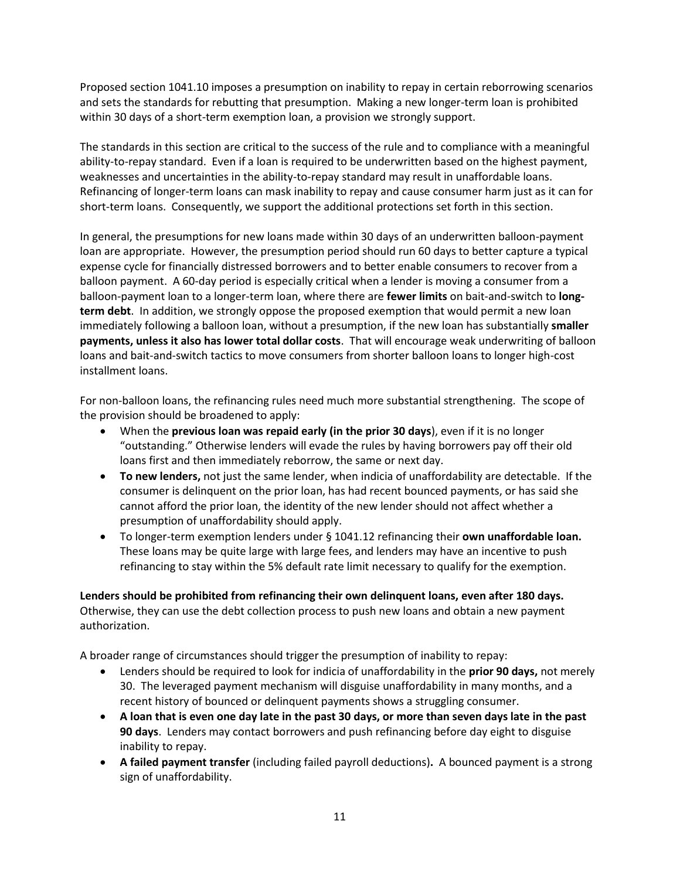Proposed section 1041.10 imposes a presumption on inability to repay in certain reborrowing scenarios and sets the standards for rebutting that presumption. Making a new longer-term loan is prohibited within 30 days of a short-term exemption loan, a provision we strongly support.

The standards in this section are critical to the success of the rule and to compliance with a meaningful ability-to-repay standard. Even if a loan is required to be underwritten based on the highest payment, weaknesses and uncertainties in the ability-to-repay standard may result in unaffordable loans. Refinancing of longer-term loans can mask inability to repay and cause consumer harm just as it can for short-term loans. Consequently, we support the additional protections set forth in this section.

In general, the presumptions for new loans made within 30 days of an underwritten balloon-payment loan are appropriate. However, the presumption period should run 60 days to better capture a typical expense cycle for financially distressed borrowers and to better enable consumers to recover from a balloon payment. A 60-day period is especially critical when a lender is moving a consumer from a balloon-payment loan to a longer-term loan, where there are **fewer limits** on bait-and-switch to **long-term debt**. In addition, we strongly oppose the proposed exemption that would permit a new loan immediately following a balloon loan, without a presumption, if the new loan has substantially **smaller payments, unless it also has lower total dollar costs**. That will encourage weak underwriting of balloon loans and bait-and-switch tactics to move consumers from shorter balloon loans to longer high-cost installment loans.

For non-balloon loans, the refinancing rules need much more substantial strengthening. The scope of the provision should be broadened to apply:

- When the **previous loan was repaid early (in the prior 30 days**), even if it is no longer "outstanding." Otherwise lenders will evade the rules by having borrowers pay off their old loans first and then immediately reborrow, the same or next day.
- **To new lenders,** not just the same lender, when indicia of unaffordability are detectable. If the consumer is delinquent on the prior loan, has had recent bounced payments, or has said she cannot afford the prior loan, the identity of the new lender should not affect whether a presumption of unaffordability should apply.
- To longer-term exemption lenders under § 1041.12 refinancing their **own unaffordable loan.** These loans may be quite large with large fees, and lenders may have an incentive to push refinancing to stay within the 5% default rate limit necessary to qualify for the exemption.

**Lenders should be prohibited from refinancing their own delinquent loans, even after 180 days.** Otherwise, they can use the debt collection process to push new loans and obtain a new payment authorization.

A broader range of circumstances should trigger the presumption of inability to repay:

- Lenders should be required to look for indicia of unaffordability in the **prior 90 days,** not merely 30. The leveraged payment mechanism will disguise unaffordability in many months, and a recent history of bounced or delinquent payments shows a struggling consumer.
- **A loan that is even one day late in the past 30 days, or more than seven days late in the past 90 days**. Lenders may contact borrowers and push refinancing before day eight to disguise inability to repay.
- **A failed payment transfer** (including failed payroll deductions)**.** A bounced payment is a strong sign of unaffordability.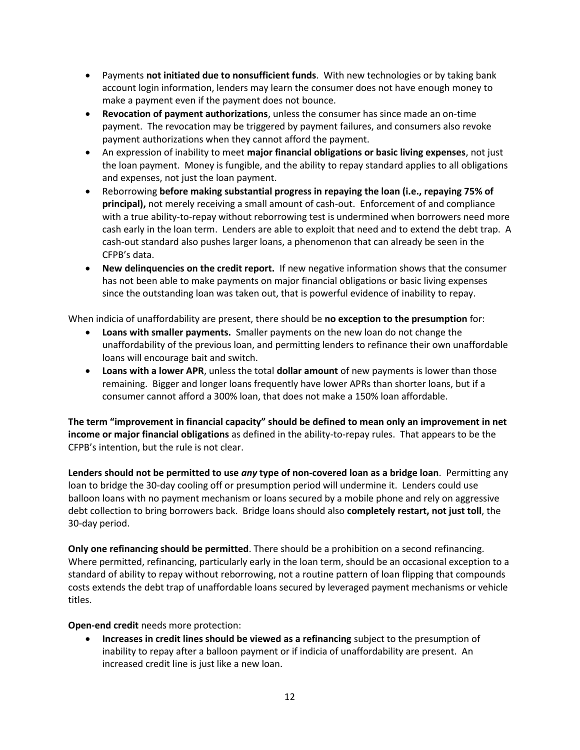- Payments **not initiated due to nonsufficient funds**. With new technologies or by taking bank account login information, lenders may learn the consumer does not have enough money to make a payment even if the payment does not bounce.
- **Revocation of payment authorizations**, unless the consumer has since made an on-time payment. The revocation may be triggered by payment failures, and consumers also revoke payment authorizations when they cannot afford the payment.
- An expression of inability to meet **major financial obligations or basic living expenses**, not just the loan payment. Money is fungible, and the ability to repay standard applies to all obligations and expenses, not just the loan payment.
- Reborrowing **before making substantial progress in repaying the loan (i.e., repaying 75% of principal),** not merely receiving a small amount of cash-out. Enforcement of and compliance with a true ability-to-repay without reborrowing test is undermined when borrowers need more cash early in the loan term. Lenders are able to exploit that need and to extend the debt trap. A cash-out standard also pushes larger loans, a phenomenon that can already be seen in the CFPB's data.
- **New delinquencies on the credit report.** If new negative information shows that the consumer has not been able to make payments on major financial obligations or basic living expenses since the outstanding loan was taken out, that is powerful evidence of inability to repay.

When indicia of unaffordability are present, there should be **no exception to the presumption** for:

- **Loans with smaller payments.** Smaller payments on the new loan do not change the unaffordability of the previous loan, and permitting lenders to refinance their own unaffordable loans will encourage bait and switch.
- **Loans with a lower APR**, unless the total **dollar amount** of new payments is lower than those remaining. Bigger and longer loans frequently have lower APRs than shorter loans, but if a consumer cannot afford a 300% loan, that does not make a 150% loan affordable.

**The term "improvement in financial capacity" should be defined to mean only an improvement in net income or major financial obligations** as defined in the ability-to-repay rules. That appears to be the CFPB's intention, but the rule is not clear.

**Lenders should not be permitted to use *any* type of non-covered loan as a bridge loan**. Permitting any loan to bridge the 30-day cooling off or presumption period will undermine it. Lenders could use balloon loans with no payment mechanism or loans secured by a mobile phone and rely on aggressive debt collection to bring borrowers back. Bridge loans should also **completely restart, not just toll**, the 30-day period.

**Only one refinancing should be permitted**. There should be a prohibition on a second refinancing. Where permitted, refinancing, particularly early in the loan term, should be an occasional exception to a standard of ability to repay without reborrowing, not a routine pattern of loan flipping that compounds costs extends the debt trap of unaffordable loans secured by leveraged payment mechanisms or vehicle titles.

**Open-end credit** needs more protection:

- **Increases in credit lines should be viewed as a refinancing** subject to the presumption of inability to repay after a balloon payment or if indicia of unaffordability are present. An increased credit line is just like a new loan.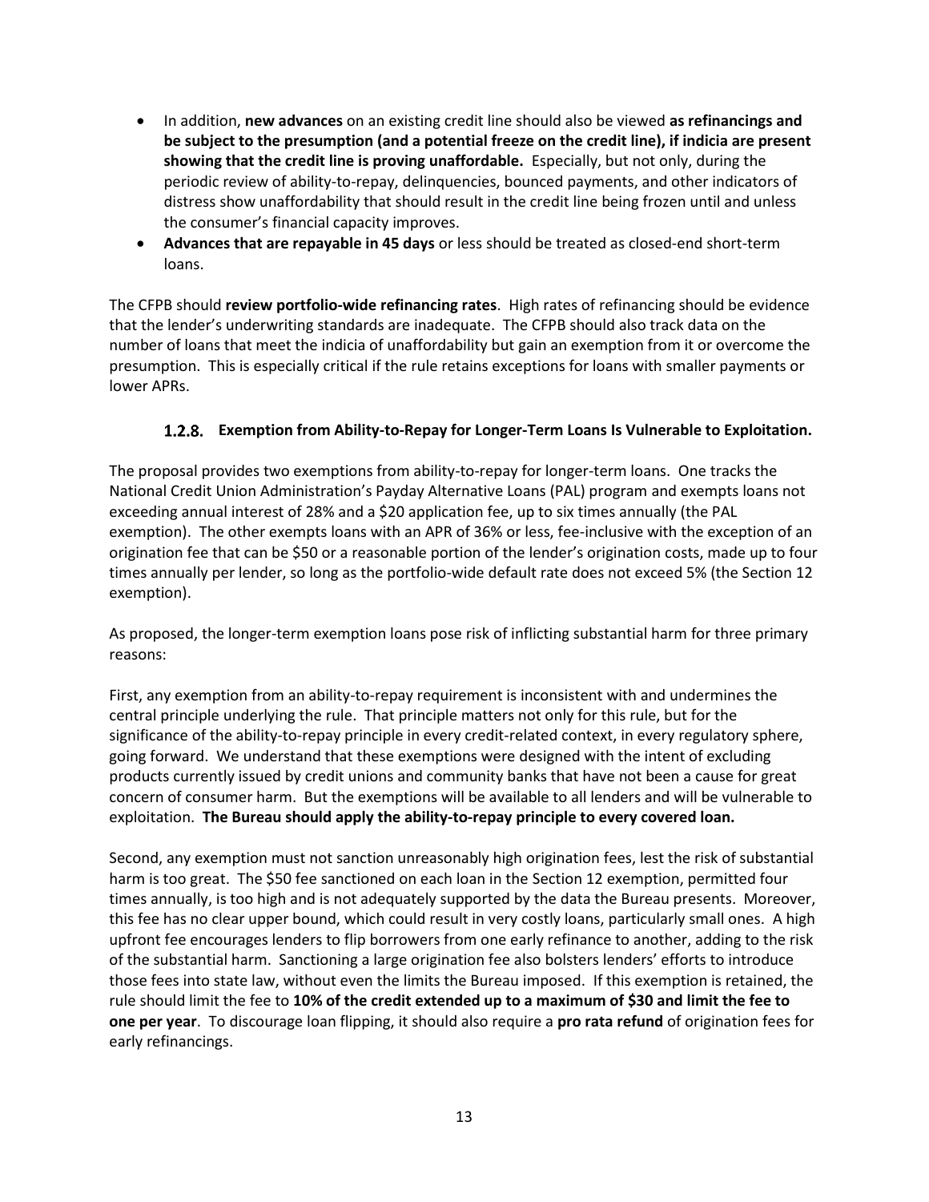- In addition, **new advances** on an existing credit line should also be viewed **as refinancings and be subject to the presumption (and a potential freeze on the credit line), if indicia are present showing that the credit line is proving unaffordable.** Especially, but not only, during the periodic review of ability-to-repay, delinquencies, bounced payments, and other indicators of distress show unaffordability that should result in the credit line being frozen until and unless the consumer's financial capacity improves.
- **Advances that are repayable in 45 days** or less should be treated as closed-end short-term loans.

The CFPB should **review portfolio-wide refinancing rates**. High rates of refinancing should be evidence that the lender's underwriting standards are inadequate. The CFPB should also track data on the number of loans that meet the indicia of unaffordability but gain an exemption from it or overcome the presumption. This is especially critical if the rule retains exceptions for loans with smaller payments or lower APRs.

### 1.2.8. Exemption from Ability-to-Repay for Longer-Term Loans Is Vulnerable to Exploitation.

The proposal provides two exemptions from ability-to-repay for longer-term loans. One tracks the National Credit Union Administration's Payday Alternative Loans (PAL) program and exempts loans not exceeding annual interest of 28% and a $20 application fee, up to six times annually (the PAL exemption). The other exempts loans with an APR of 36% or less, fee-inclusive with the exception of an origination fee that can be $50 or a reasonable portion of the lender's origination costs, made up to four times annually per lender, so long as the portfolio-wide default rate does not exceed 5% (the Section 12 exemption).

As proposed, the longer-term exemption loans pose risk of inflicting substantial harm for three primary reasons:

First, any exemption from an ability-to-repay requirement is inconsistent with and undermines the central principle underlying the rule. That principle matters not only for this rule, but for the significance of the ability-to-repay principle in every credit-related context, in every regulatory sphere, going forward. We understand that these exemptions were designed with the intent of excluding products currently issued by credit unions and community banks that have not been a cause for great concern of consumer harm. But the exemptions will be available to all lenders and will be vulnerable to exploitation. **The Bureau should apply the ability-to-repay principle to every covered loan.**

Second, any exemption must not sanction unreasonably high origination fees, lest the risk of substantial harm is too great. The $50 fee sanctioned on each loan in the Section 12 exemption, permitted four times annually, is too high and is not adequately supported by the data the Bureau presents. Moreover, this fee has no clear upper bound, which could result in very costly loans, particularly small ones. A high upfront fee encourages lenders to flip borrowers from one early refinance to another, adding to the risk of the substantial harm. Sanctioning a large origination fee also bolsters lenders' efforts to introduce those fees into state law, without even the limits the Bureau imposed. If this exemption is retained, the rule should limit the fee to **10% of the credit extended up to a maximum of $30 and limit the fee to one per year**. To discourage loan flipping, it should also require a **pro rata refund** of origination fees for early refinancings.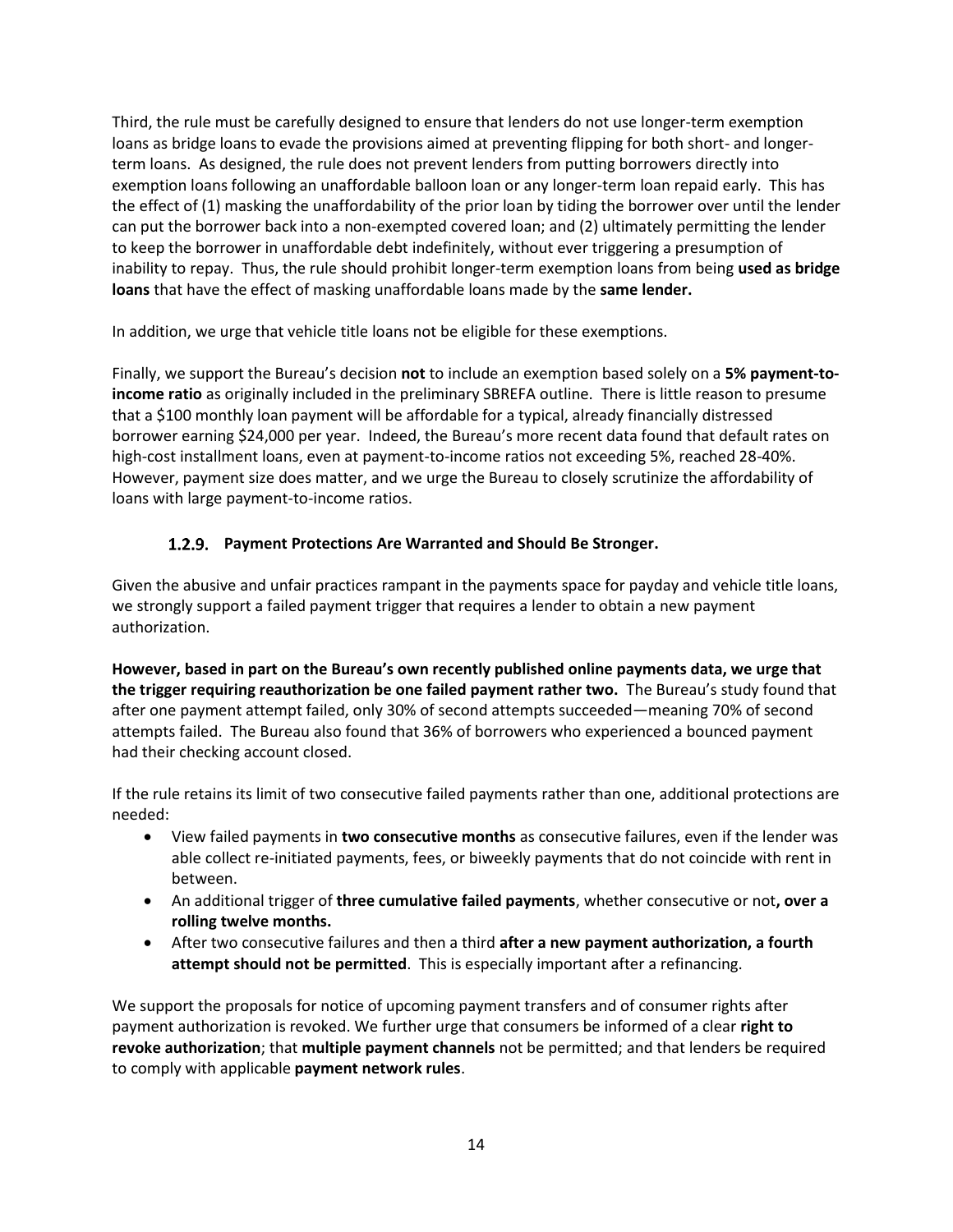Third, the rule must be carefully designed to ensure that lenders do not use longer-term exemption loans as bridge loans to evade the provisions aimed at preventing flipping for both short- and longer-term loans. As designed, the rule does not prevent lenders from putting borrowers directly into exemption loans following an unaffordable balloon loan or any longer-term loan repaid early. This has the effect of (1) masking the unaffordability of the prior loan by tiding the borrower over until the lender can put the borrower back into a non-exempted covered loan; and (2) ultimately permitting the lender to keep the borrower in unaffordable debt indefinitely, without ever triggering a presumption of inability to repay. Thus, the rule should prohibit longer-term exemption loans from being **used as bridge loans** that have the effect of masking unaffordable loans made by the **same lender.**

In addition, we urge that vehicle title loans not be eligible for these exemptions.

Finally, we support the Bureau's decision **not** to include an exemption based solely on a **5% payment-to-income ratio** as originally included in the preliminary SBREFA outline. There is little reason to presume that a $100 monthly loan payment will be affordable for a typical, already financially distressed borrower earning $24,000 per year. Indeed, the Bureau's more recent data found that default rates on high-cost installment loans, even at payment-to-income ratios not exceeding 5%, reached 28-40%. However, payment size does matter, and we urge the Bureau to closely scrutinize the affordability of loans with large payment-to-income ratios.

### 1.2.9. Payment Protections Are Warranted and Should Be Stronger.

Given the abusive and unfair practices rampant in the payments space for payday and vehicle title loans, we strongly support a failed payment trigger that requires a lender to obtain a new payment authorization.

**However, based in part on the Bureau's own recently published online payments data, we urge that the trigger requiring reauthorization be one failed payment rather two.** The Bureau's study found that after one payment attempt failed, only 30% of second attempts succeeded—meaning 70% of second attempts failed. The Bureau also found that 36% of borrowers who experienced a bounced payment had their checking account closed.

If the rule retains its limit of two consecutive failed payments rather than one, additional protections are needed:

- View failed payments in **two consecutive months** as consecutive failures, even if the lender was able collect re-initiated payments, fees, or biweekly payments that do not coincide with rent in between.
- An additional trigger of **three cumulative failed payments**, whether consecutive or not**, over a rolling twelve months.**
- After two consecutive failures and then a third **after a new payment authorization, a fourth attempt should not be permitted**. This is especially important after a refinancing.

We support the proposals for notice of upcoming payment transfers and of consumer rights after payment authorization is revoked. We further urge that consumers be informed of a clear **right to revoke authorization**; that **multiple payment channels** not be permitted; and that lenders be required to comply with applicable **payment network rules**.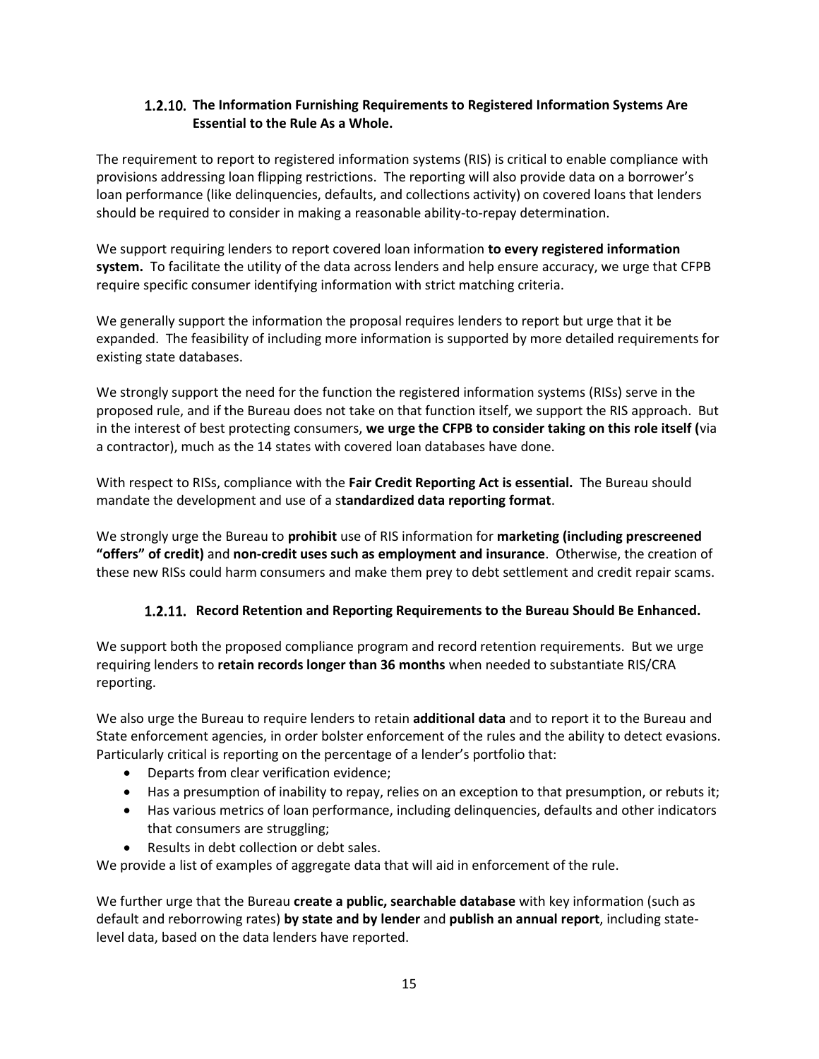### 1.2.10. The Information Furnishing Requirements to Registered Information Systems Are Essential to the Rule As a Whole.

The requirement to report to registered information systems (RIS) is critical to enable compliance with provisions addressing loan flipping restrictions. The reporting will also provide data on a borrower's loan performance (like delinquencies, defaults, and collections activity) on covered loans that lenders should be required to consider in making a reasonable ability-to-repay determination.

We support requiring lenders to report covered loan information **to every registered information system.** To facilitate the utility of the data across lenders and help ensure accuracy, we urge that CFPB require specific consumer identifying information with strict matching criteria.

We generally support the information the proposal requires lenders to report but urge that it be expanded. The feasibility of including more information is supported by more detailed requirements for existing state databases.

We strongly support the need for the function the registered information systems (RISs) serve in the proposed rule, and if the Bureau does not take on that function itself, we support the RIS approach. But in the interest of best protecting consumers, **we urge the CFPB to consider taking on this role itself (**via a contractor), much as the 14 states with covered loan databases have done.

With respect to RISs, compliance with the **Fair Credit Reporting Act is essential.** The Bureau should mandate the development and use of a s**tandardized data reporting format**.

We strongly urge the Bureau to **prohibit** use of RIS information for **marketing (including prescreened "offers" of credit)** and **non-credit uses such as employment and insurance**. Otherwise, the creation of these new RISs could harm consumers and make them prey to debt settlement and credit repair scams.

### 1.2.11. Record Retention and Reporting Requirements to the Bureau Should Be Enhanced.

We support both the proposed compliance program and record retention requirements. But we urge requiring lenders to **retain records longer than 36 months** when needed to substantiate RIS/CRA reporting.

We also urge the Bureau to require lenders to retain **additional data** and to report it to the Bureau and State enforcement agencies, in order bolster enforcement of the rules and the ability to detect evasions. Particularly critical is reporting on the percentage of a lender's portfolio that:

- Departs from clear verification evidence;
- Has a presumption of inability to repay, relies on an exception to that presumption, or rebuts it;
- Has various metrics of loan performance, including delinquencies, defaults and other indicators that consumers are struggling;
- Results in debt collection or debt sales.

We provide a list of examples of aggregate data that will aid in enforcement of the rule.

We further urge that the Bureau **create a public, searchable database** with key information (such as default and reborrowing rates) **by state and by lender** and **publish an annual report**, including state-level data, based on the data lenders have reported.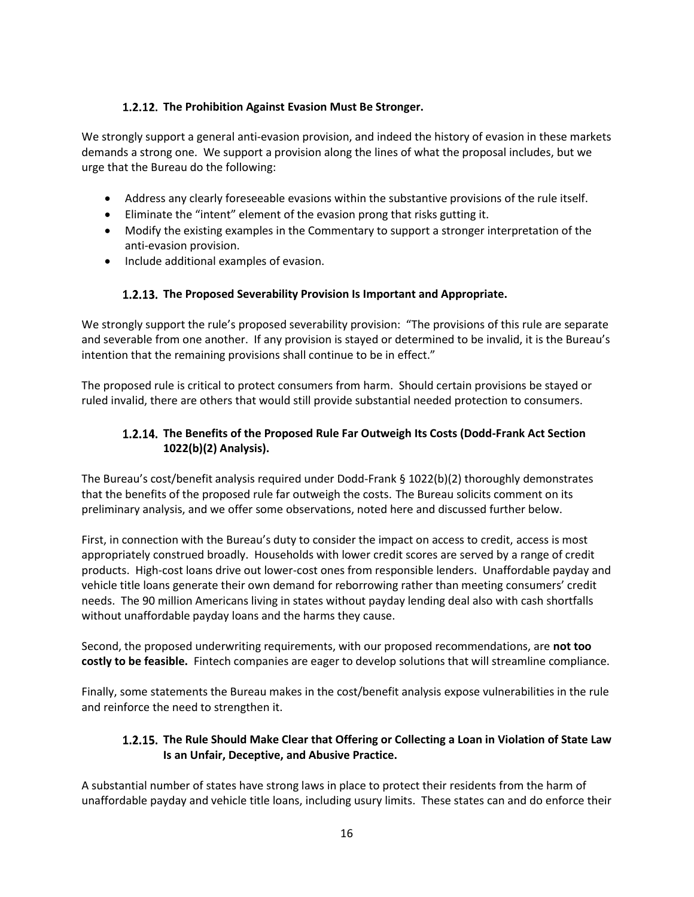### 1.2.12. The Prohibition Against Evasion Must Be Stronger.

We strongly support a general anti-evasion provision, and indeed the history of evasion in these markets demands a strong one. We support a provision along the lines of what the proposal includes, but we urge that the Bureau do the following:

- Address any clearly foreseeable evasions within the substantive provisions of the rule itself.
- Eliminate the "intent" element of the evasion prong that risks gutting it.
- Modify the existing examples in the Commentary to support a stronger interpretation of the anti-evasion provision.
- Include additional examples of evasion.

### 1.2.13. The Proposed Severability Provision Is Important and Appropriate.

We strongly support the rule's proposed severability provision: "The provisions of this rule are separate and severable from one another. If any provision is stayed or determined to be invalid, it is the Bureau's intention that the remaining provisions shall continue to be in effect."

The proposed rule is critical to protect consumers from harm. Should certain provisions be stayed or ruled invalid, there are others that would still provide substantial needed protection to consumers.

### 1.2.14. The Benefits of the Proposed Rule Far Outweigh Its Costs (Dodd-Frank Act Section 1022(b)(2) Analysis).

The Bureau's cost/benefit analysis required under Dodd-Frank § 1022(b)(2) thoroughly demonstrates that the benefits of the proposed rule far outweigh the costs. The Bureau solicits comment on its preliminary analysis, and we offer some observations, noted here and discussed further below.

First, in connection with the Bureau's duty to consider the impact on access to credit, access is most appropriately construed broadly. Households with lower credit scores are served by a range of credit products. High-cost loans drive out lower-cost ones from responsible lenders. Unaffordable payday and vehicle title loans generate their own demand for reborrowing rather than meeting consumers' credit needs. The 90 million Americans living in states without payday lending deal also with cash shortfalls without unaffordable payday loans and the harms they cause.

Second, the proposed underwriting requirements, with our proposed recommendations, are **not too costly to be feasible.** Fintech companies are eager to develop solutions that will streamline compliance.

Finally, some statements the Bureau makes in the cost/benefit analysis expose vulnerabilities in the rule and reinforce the need to strengthen it.

### 1.2.15. The Rule Should Make Clear that Offering or Collecting a Loan in Violation of State Law Is an Unfair, Deceptive, and Abusive Practice.

A substantial number of states have strong laws in place to protect their residents from the harm of unaffordable payday and vehicle title loans, including usury limits. These states can and do enforce their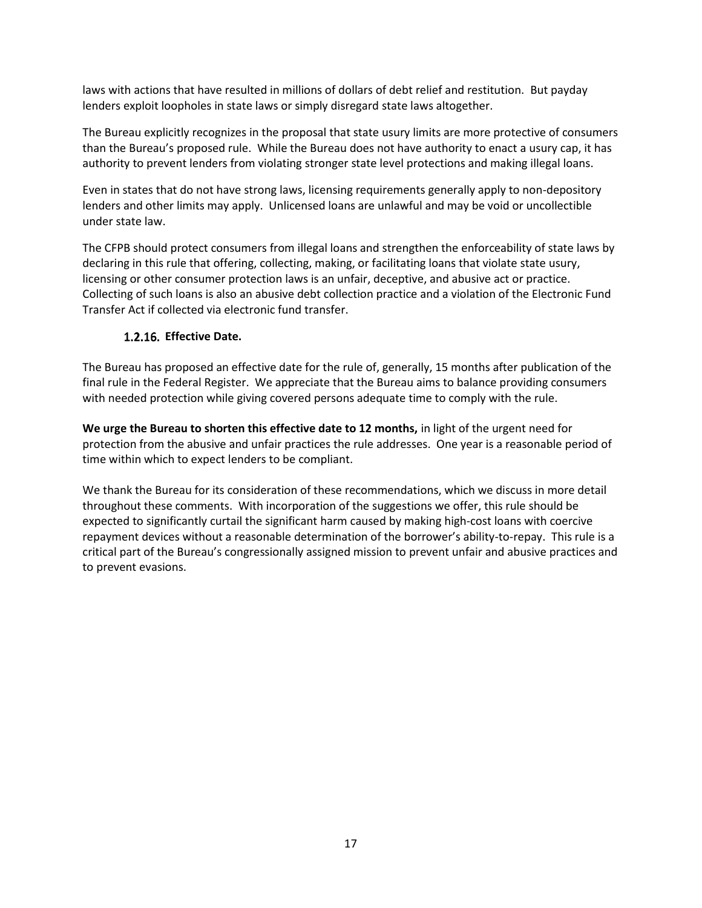laws with actions that have resulted in millions of dollars of debt relief and restitution. But payday lenders exploit loopholes in state laws or simply disregard state laws altogether.

The Bureau explicitly recognizes in the proposal that state usury limits are more protective of consumers than the Bureau's proposed rule. While the Bureau does not have authority to enact a usury cap, it has authority to prevent lenders from violating stronger state level protections and making illegal loans.

Even in states that do not have strong laws, licensing requirements generally apply to non-depository lenders and other limits may apply. Unlicensed loans are unlawful and may be void or uncollectible under state law.

The CFPB should protect consumers from illegal loans and strengthen the enforceability of state laws by declaring in this rule that offering, collecting, making, or facilitating loans that violate state usury, licensing or other consumer protection laws is an unfair, deceptive, and abusive act or practice. Collecting of such loans is also an abusive debt collection practice and a violation of the Electronic Fund Transfer Act if collected via electronic fund transfer.

### 1.2.16. Effective Date.

The Bureau has proposed an effective date for the rule of, generally, 15 months after publication of the final rule in the Federal Register. We appreciate that the Bureau aims to balance providing consumers with needed protection while giving covered persons adequate time to comply with the rule.

**We urge the Bureau to shorten this effective date to 12 months,** in light of the urgent need for protection from the abusive and unfair practices the rule addresses. One year is a reasonable period of time within which to expect lenders to be compliant.

We thank the Bureau for its consideration of these recommendations, which we discuss in more detail throughout these comments. With incorporation of the suggestions we offer, this rule should be expected to significantly curtail the significant harm caused by making high-cost loans with coercive repayment devices without a reasonable determination of the borrower's ability-to-repay. This rule is a critical part of the Bureau's congressionally assigned mission to prevent unfair and abusive practices and to prevent evasions.